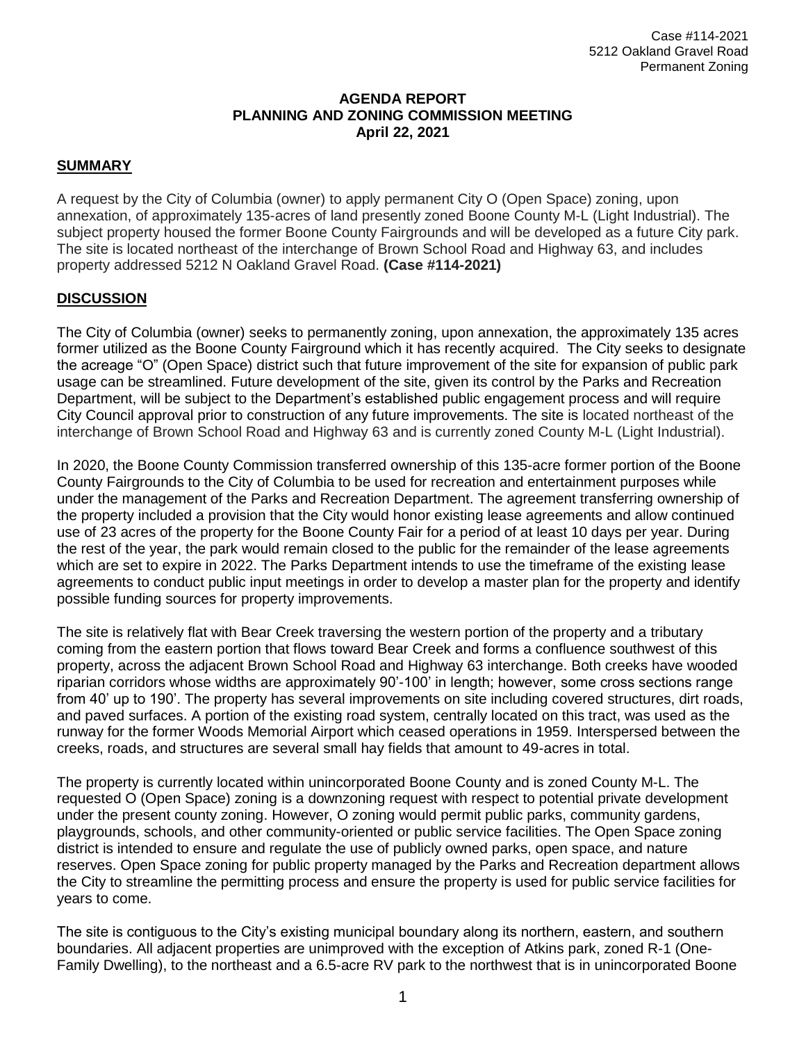Case #114-2021
5212 Oakland Gravel Road
Permanent Zoning

**AGENDA REPORT**
**PLANNING AND ZONING COMMISSION MEETING**
**April 22, 2021**

## SUMMARY

A request by the City of Columbia (owner) to apply permanent City O (Open Space) zoning, upon annexation, of approximately 135-acres of land presently zoned Boone County M-L (Light Industrial). The subject property housed the former Boone County Fairgrounds and will be developed as a future City park. The site is located northeast of the interchange of Brown School Road and Highway 63, and includes property addressed 5212 N Oakland Gravel Road. **(Case #114-2021)**

## DISCUSSION

The City of Columbia (owner) seeks to permanently zoning, upon annexation, the approximately 135 acres former utilized as the Boone County Fairground which it has recently acquired. The City seeks to designate the acreage "O" (Open Space) district such that future improvement of the site for expansion of public park usage can be streamlined. Future development of the site, given its control by the Parks and Recreation Department, will be subject to the Department's established public engagement process and will require City Council approval prior to construction of any future improvements. The site is located northeast of the interchange of Brown School Road and Highway 63 and is currently zoned County M-L (Light Industrial).

In 2020, the Boone County Commission transferred ownership of this 135-acre former portion of the Boone County Fairgrounds to the City of Columbia to be used for recreation and entertainment purposes while under the management of the Parks and Recreation Department. The agreement transferring ownership of the property included a provision that the City would honor existing lease agreements and allow continued use of 23 acres of the property for the Boone County Fair for a period of at least 10 days per year. During the rest of the year, the park would remain closed to the public for the remainder of the lease agreements which are set to expire in 2022. The Parks Department intends to use the timeframe of the existing lease agreements to conduct public input meetings in order to develop a master plan for the property and identify possible funding sources for property improvements.

The site is relatively flat with Bear Creek traversing the western portion of the property and a tributary coming from the eastern portion that flows toward Bear Creek and forms a confluence southwest of this property, across the adjacent Brown School Road and Highway 63 interchange. Both creeks have wooded riparian corridors whose widths are approximately 90'-100' in length; however, some cross sections range from 40' up to 190'. The property has several improvements on site including covered structures, dirt roads, and paved surfaces. A portion of the existing road system, centrally located on this tract, was used as the runway for the former Woods Memorial Airport which ceased operations in 1959. Interspersed between the creeks, roads, and structures are several small hay fields that amount to 49-acres in total.

The property is currently located within unincorporated Boone County and is zoned County M-L. The requested O (Open Space) zoning is a downzoning request with respect to potential private development under the present county zoning. However, O zoning would permit public parks, community gardens, playgrounds, schools, and other community-oriented or public service facilities. The Open Space zoning district is intended to ensure and regulate the use of publicly owned parks, open space, and nature reserves. Open Space zoning for public property managed by the Parks and Recreation department allows the City to streamline the permitting process and ensure the property is used for public service facilities for years to come.

The site is contiguous to the City's existing municipal boundary along its northern, eastern, and southern boundaries. All adjacent properties are unimproved with the exception of Atkins park, zoned R-1 (One-Family Dwelling), to the northeast and a 6.5-acre RV park to the northwest that is in unincorporated Boone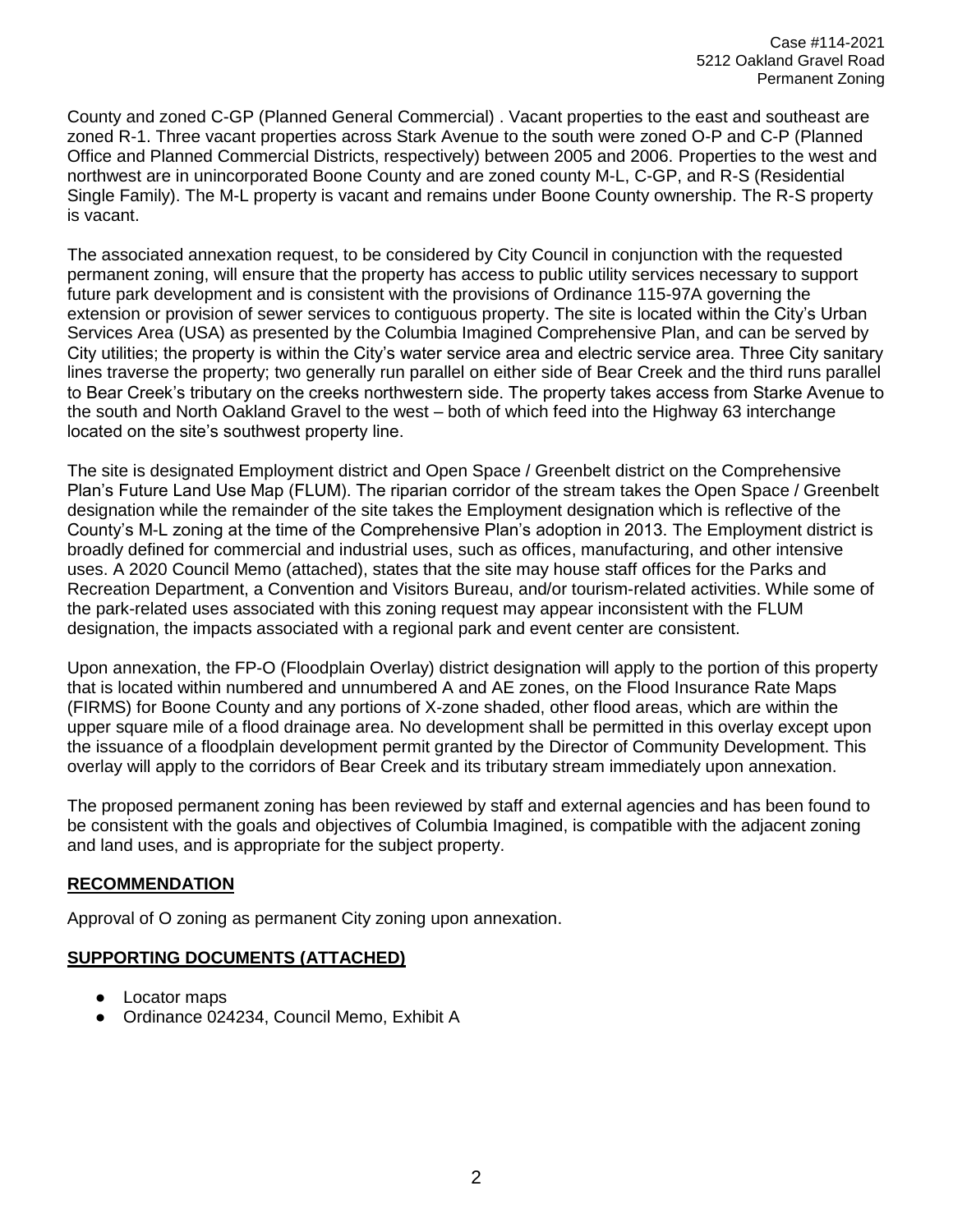County and zoned C-GP (Planned General Commercial) . Vacant properties to the east and southeast are zoned R-1. Three vacant properties across Stark Avenue to the south were zoned O-P and C-P (Planned Office and Planned Commercial Districts, respectively) between 2005 and 2006. Properties to the west and northwest are in unincorporated Boone County and are zoned county M-L, C-GP, and R-S (Residential Single Family). The M-L property is vacant and remains under Boone County ownership. The R-S property is vacant.

The associated annexation request, to be considered by City Council in conjunction with the requested permanent zoning, will ensure that the property has access to public utility services necessary to support future park development and is consistent with the provisions of Ordinance 115-97A governing the extension or provision of sewer services to contiguous property. The site is located within the City's Urban Services Area (USA) as presented by the Columbia Imagined Comprehensive Plan, and can be served by City utilities; the property is within the City's water service area and electric service area. Three City sanitary lines traverse the property; two generally run parallel on either side of Bear Creek and the third runs parallel to Bear Creek's tributary on the creeks northwestern side. The property takes access from Starke Avenue to the south and North Oakland Gravel to the west – both of which feed into the Highway 63 interchange located on the site's southwest property line.

The site is designated Employment district and Open Space / Greenbelt district on the Comprehensive Plan's Future Land Use Map (FLUM). The riparian corridor of the stream takes the Open Space / Greenbelt designation while the remainder of the site takes the Employment designation which is reflective of the County's M-L zoning at the time of the Comprehensive Plan's adoption in 2013. The Employment district is broadly defined for commercial and industrial uses, such as offices, manufacturing, and other intensive uses. A 2020 Council Memo (attached), states that the site may house staff offices for the Parks and Recreation Department, a Convention and Visitors Bureau, and/or tourism-related activities. While some of the park-related uses associated with this zoning request may appear inconsistent with the FLUM designation, the impacts associated with a regional park and event center are consistent.

Upon annexation, the FP-O (Floodplain Overlay) district designation will apply to the portion of this property that is located within numbered and unnumbered A and AE zones, on the Flood Insurance Rate Maps (FIRMS) for Boone County and any portions of X-zone shaded, other flood areas, which are within the upper square mile of a flood drainage area. No development shall be permitted in this overlay except upon the issuance of a floodplain development permit granted by the Director of Community Development. This overlay will apply to the corridors of Bear Creek and its tributary stream immediately upon annexation.

The proposed permanent zoning has been reviewed by staff and external agencies and has been found to be consistent with the goals and objectives of Columbia Imagined, is compatible with the adjacent zoning and land uses, and is appropriate for the subject property.

## RECOMMENDATION

Approval of O zoning as permanent City zoning upon annexation.

## SUPPORTING DOCUMENTS (ATTACHED)

- Locator maps
- Ordinance 024234, Council Memo, Exhibit A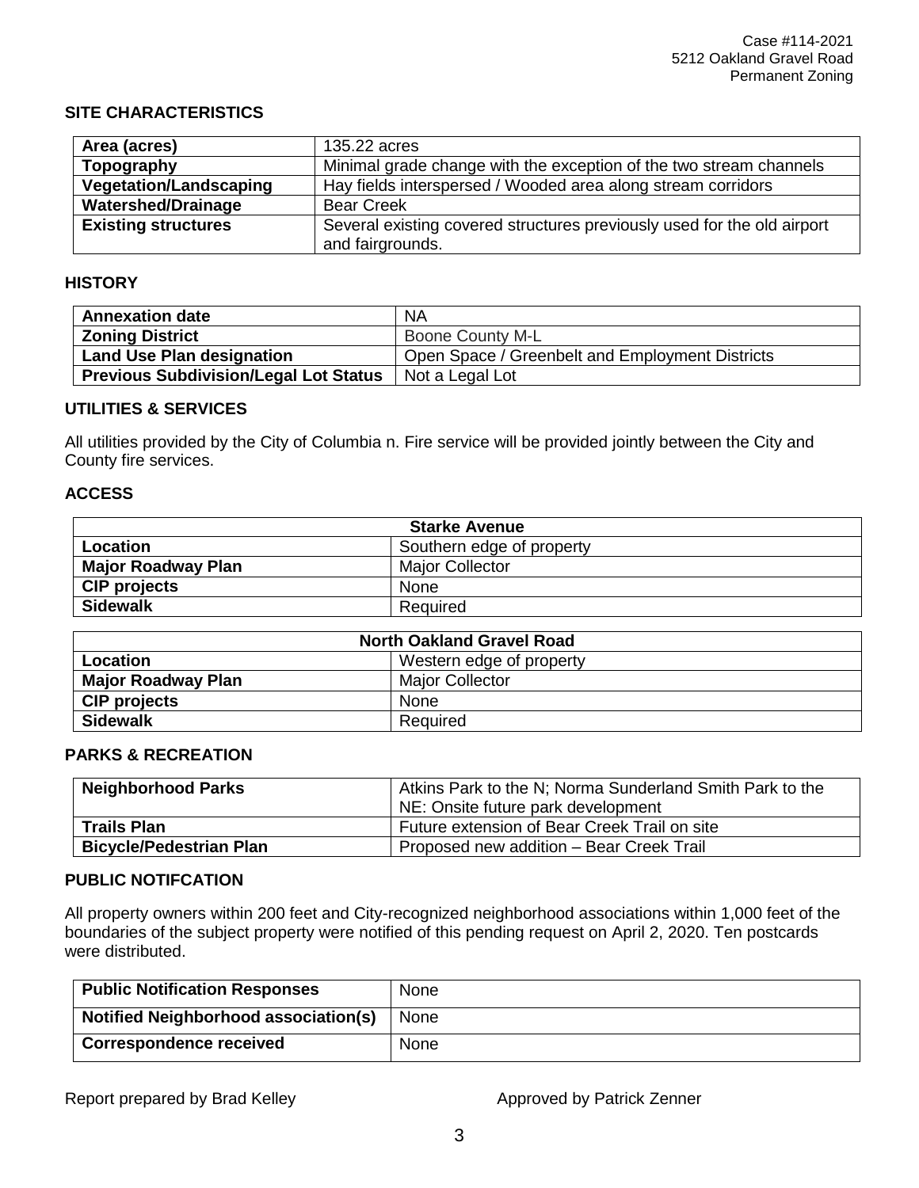## SITE CHARACTERISTICS

| | |
|---|---|
| **Area (acres)** | 135.22 acres |
| **Topography** | Minimal grade change with the exception of the two stream channels |
| **Vegetation/Landscaping** | Hay fields interspersed / Wooded area along stream corridors |
| **Watershed/Drainage** | Bear Creek |
| **Existing structures** | Several existing covered structures previously used for the old airport and fairgrounds. |

## HISTORY

| | |
|---|---|
| **Annexation date** | NA |
| **Zoning District** | Boone County M-L |
| **Land Use Plan designation** | Open Space / Greenbelt and Employment Districts |
| **Previous Subdivision/Legal Lot Status** | Not a Legal Lot |

## UTILITIES & SERVICES

All utilities provided by the City of Columbia n. Fire service will be provided jointly between the City and County fire services.

## ACCESS

| **Starke Avenue** | |
|---|---|
| **Location** | Southern edge of property |
| **Major Roadway Plan** | Major Collector |
| **CIP projects** | None |
| **Sidewalk** | Required |

| **North Oakland Gravel Road** | |
|---|---|
| **Location** | Western edge of property |
| **Major Roadway Plan** | Major Collector |
| **CIP projects** | None |
| **Sidewalk** | Required |

## PARKS & RECREATION

| | |
|---|---|
| **Neighborhood Parks** | Atkins Park to the N; Norma Sunderland Smith Park to the NE: Onsite future park development |
| **Trails Plan** | Future extension of Bear Creek Trail on site |
| **Bicycle/Pedestrian Plan** | Proposed new addition – Bear Creek Trail |

## PUBLIC NOTIFCATION

All property owners within 200 feet and City-recognized neighborhood associations within 1,000 feet of the boundaries of the subject property were notified of this pending request on April 2, 2020. Ten postcards were distributed.

| | |
|---|---|
| **Public Notification Responses** | None |
| **Notified Neighborhood association(s)** | None |
| **Correspondence received** | None |

Report prepared by Brad Kelley

Approved by Patrick Zenner